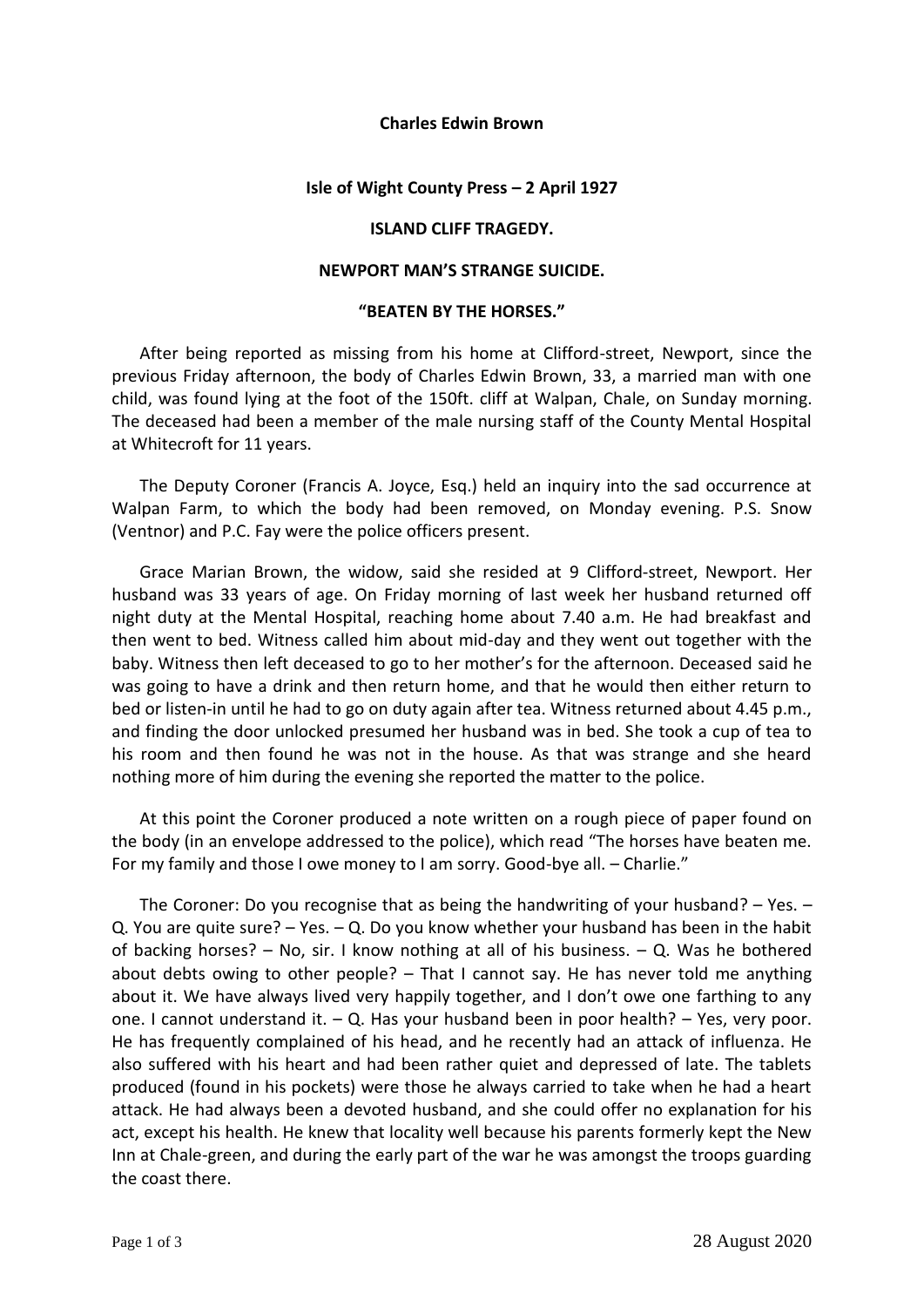**Charles Edwin Brown**

**Isle of Wight County Press – 2 April 1927**

**ISLAND CLIFF TRAGEDY.**

**NEWPORT MAN'S STRANGE SUICIDE.**

**"BEATEN BY THE HORSES."**

After being reported as missing from his home at Clifford-street, Newport, since the previous Friday afternoon, the body of Charles Edwin Brown, 33, a married man with one child, was found lying at the foot of the 150ft. cliff at Walpan, Chale, on Sunday morning. The deceased had been a member of the male nursing staff of the County Mental Hospital at Whitecroft for 11 years.

The Deputy Coroner (Francis A. Joyce, Esq.) held an inquiry into the sad occurrence at Walpan Farm, to which the body had been removed, on Monday evening. P.S. Snow (Ventnor) and P.C. Fay were the police officers present.

Grace Marian Brown, the widow, said she resided at 9 Clifford-street, Newport. Her husband was 33 years of age. On Friday morning of last week her husband returned off night duty at the Mental Hospital, reaching home about 7.40 a.m. He had breakfast and then went to bed. Witness called him about mid-day and they went out together with the baby. Witness then left deceased to go to her mother's for the afternoon. Deceased said he was going to have a drink and then return home, and that he would then either return to bed or listen-in until he had to go on duty again after tea. Witness returned about 4.45 p.m., and finding the door unlocked presumed her husband was in bed. She took a cup of tea to his room and then found he was not in the house. As that was strange and she heard nothing more of him during the evening she reported the matter to the police.

At this point the Coroner produced a note written on a rough piece of paper found on the body (in an envelope addressed to the police), which read "The horses have beaten me. For my family and those I owe money to I am sorry. Good-bye all. – Charlie."

The Coroner: Do you recognise that as being the handwriting of your husband? – Yes. – Q. You are quite sure? – Yes. – Q. Do you know whether your husband has been in the habit of backing horses? – No, sir. I know nothing at all of his business. – Q. Was he bothered about debts owing to other people? – That I cannot say. He has never told me anything about it. We have always lived very happily together, and I don't owe one farthing to any one. I cannot understand it. – Q. Has your husband been in poor health? – Yes, very poor. He has frequently complained of his head, and he recently had an attack of influenza. He also suffered with his heart and had been rather quiet and depressed of late. The tablets produced (found in his pockets) were those he always carried to take when he had a heart attack. He had always been a devoted husband, and she could offer no explanation for his act, except his health. He knew that locality well because his parents formerly kept the New Inn at Chale-green, and during the early part of the war he was amongst the troops guarding the coast there.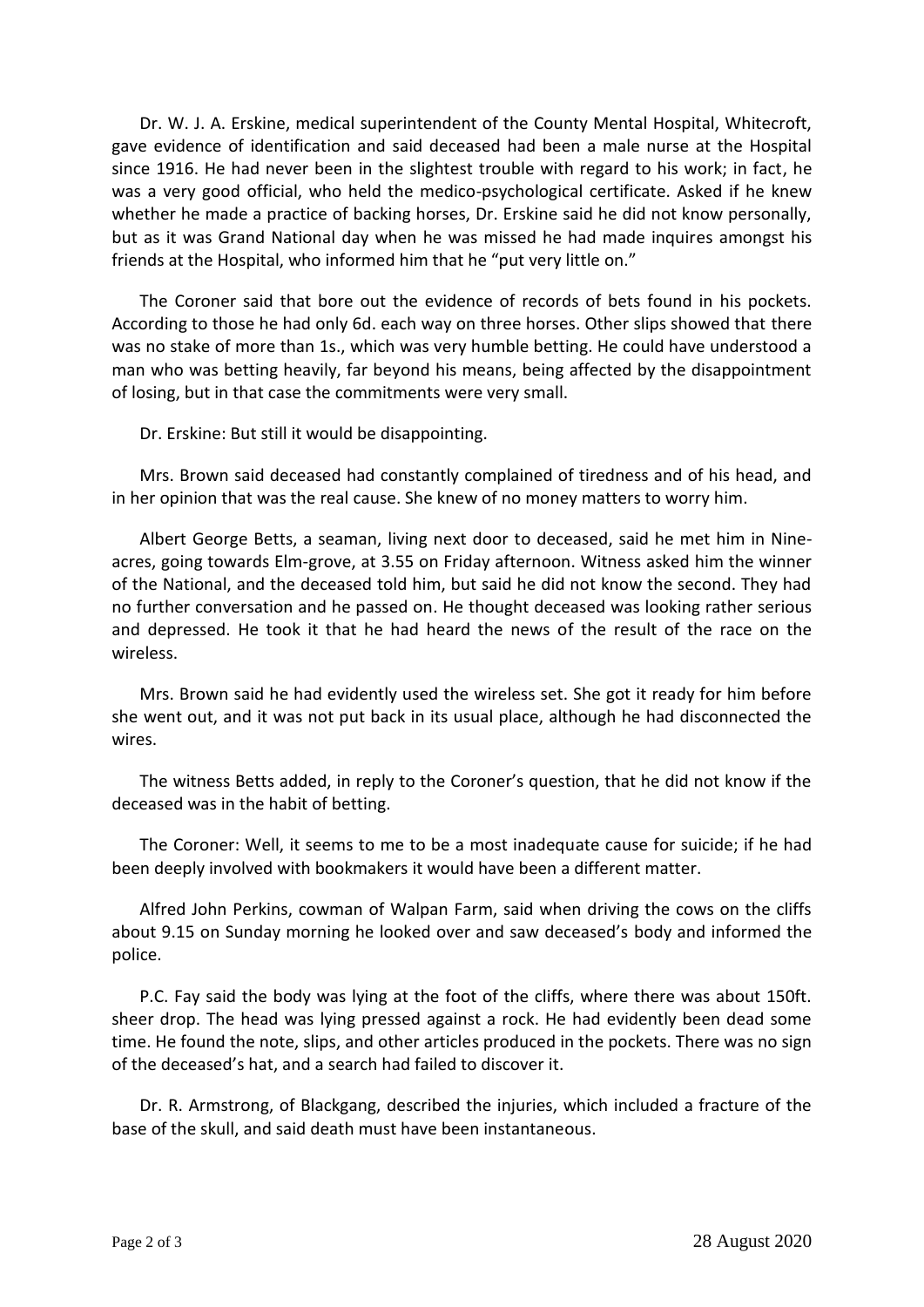Dr. W. J. A. Erskine, medical superintendent of the County Mental Hospital, Whitecroft, gave evidence of identification and said deceased had been a male nurse at the Hospital since 1916. He had never been in the slightest trouble with regard to his work; in fact, he was a very good official, who held the medico-psychological certificate. Asked if he knew whether he made a practice of backing horses, Dr. Erskine said he did not know personally, but as it was Grand National day when he was missed he had made inquires amongst his friends at the Hospital, who informed him that he "put very little on."

The Coroner said that bore out the evidence of records of bets found in his pockets. According to those he had only 6d. each way on three horses. Other slips showed that there was no stake of more than 1s., which was very humble betting. He could have understood a man who was betting heavily, far beyond his means, being affected by the disappointment of losing, but in that case the commitments were very small.

Dr. Erskine: But still it would be disappointing.

Mrs. Brown said deceased had constantly complained of tiredness and of his head, and in her opinion that was the real cause. She knew of no money matters to worry him.

Albert George Betts, a seaman, living next door to deceased, said he met him in Nine-acres, going towards Elm-grove, at 3.55 on Friday afternoon. Witness asked him the winner of the National, and the deceased told him, but said he did not know the second. They had no further conversation and he passed on. He thought deceased was looking rather serious and depressed. He took it that he had heard the news of the result of the race on the wireless.

Mrs. Brown said he had evidently used the wireless set. She got it ready for him before she went out, and it was not put back in its usual place, although he had disconnected the wires.

The witness Betts added, in reply to the Coroner's question, that he did not know if the deceased was in the habit of betting.

The Coroner: Well, it seems to me to be a most inadequate cause for suicide; if he had been deeply involved with bookmakers it would have been a different matter.

Alfred John Perkins, cowman of Walpan Farm, said when driving the cows on the cliffs about 9.15 on Sunday morning he looked over and saw deceased's body and informed the police.

P.C. Fay said the body was lying at the foot of the cliffs, where there was about 150ft. sheer drop. The head was lying pressed against a rock. He had evidently been dead some time. He found the note, slips, and other articles produced in the pockets. There was no sign of the deceased's hat, and a search had failed to discover it.

Dr. R. Armstrong, of Blackgang, described the injuries, which included a fracture of the base of the skull, and said death must have been instantaneous.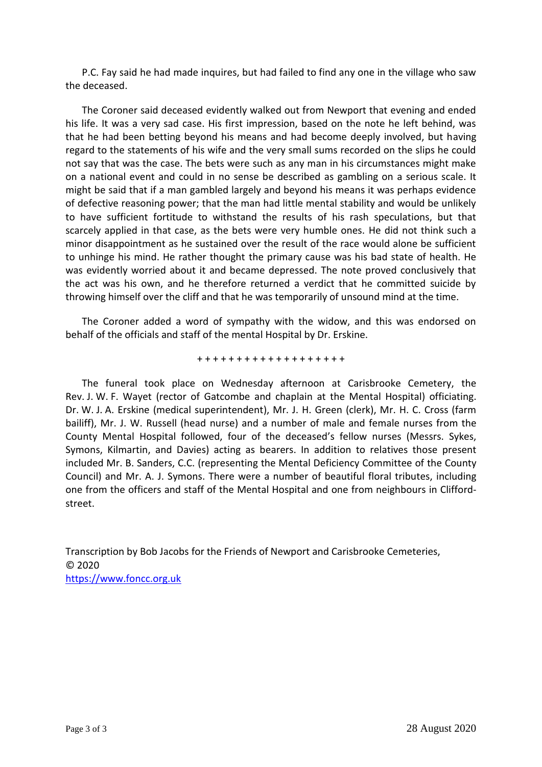P.C. Fay said he had made inquires, but had failed to find any one in the village who saw the deceased.

The Coroner said deceased evidently walked out from Newport that evening and ended his life. It was a very sad case. His first impression, based on the note he left behind, was that he had been betting beyond his means and had become deeply involved, but having regard to the statements of his wife and the very small sums recorded on the slips he could not say that was the case. The bets were such as any man in his circumstances might make on a national event and could in no sense be described as gambling on a serious scale. It might be said that if a man gambled largely and beyond his means it was perhaps evidence of defective reasoning power; that the man had little mental stability and would be unlikely to have sufficient fortitude to withstand the results of his rash speculations, but that scarcely applied in that case, as the bets were very humble ones. He did not think such a minor disappointment as he sustained over the result of the race would alone be sufficient to unhinge his mind. He rather thought the primary cause was his bad state of health. He was evidently worried about it and became depressed. The note proved conclusively that the act was his own, and he therefore returned a verdict that he committed suicide by throwing himself over the cliff and that he was temporarily of unsound mind at the time.

The Coroner added a word of sympathy with the widow, and this was endorsed on behalf of the officials and staff of the mental Hospital by Dr. Erskine.

+ + + + + + + + + + + + + + + + + +

The funeral took place on Wednesday afternoon at Carisbrooke Cemetery, the Rev. J. W. F. Wayet (rector of Gatcombe and chaplain at the Mental Hospital) officiating. Dr. W. J. A. Erskine (medical superintendent), Mr. J. H. Green (clerk), Mr. H. C. Cross (farm bailiff), Mr. J. W. Russell (head nurse) and a number of male and female nurses from the County Mental Hospital followed, four of the deceased's fellow nurses (Messrs. Sykes, Symons, Kilmartin, and Davies) acting as bearers. In addition to relatives those present included Mr. B. Sanders, C.C. (representing the Mental Deficiency Committee of the County Council) and Mr. A. J. Symons. There were a number of beautiful floral tributes, including one from the officers and staff of the Mental Hospital and one from neighbours in Clifford-street.

Transcription by Bob Jacobs for the Friends of Newport and Carisbrooke Cemeteries, © 2020
[https://www.foncc.org.uk](https://www.foncc.org.uk)

28 August 2020